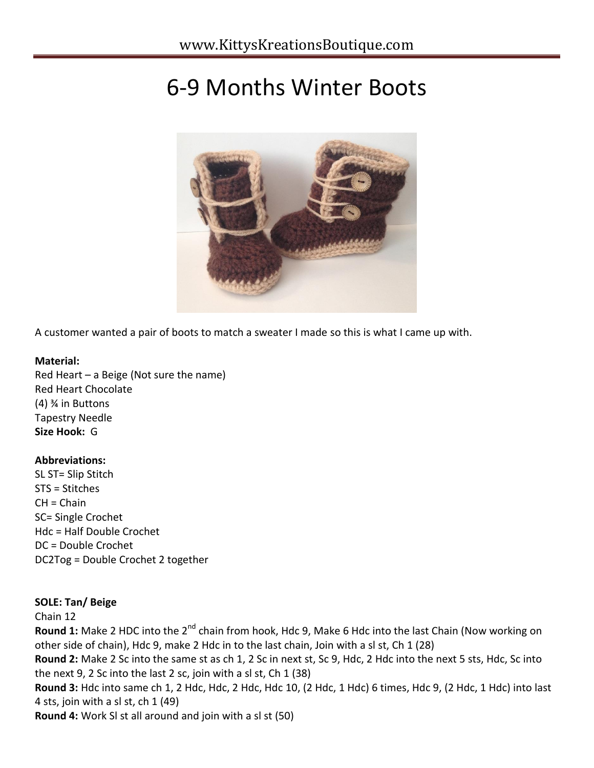# 6-9 Months Winter Boots

A customer wanted a pair of boots to match a sweater I made so this is what I came up with.

**Material:**
Red Heart – a Beige (Not sure the name)
Red Heart Chocolate
(4) ¾ in Buttons
Tapestry Needle
**Size Hook:** G

**Abbreviations:**
SL ST= Slip Stitch
STS = Stitches
CH = Chain
SC= Single Crochet
Hdc = Half Double Crochet
DC = Double Crochet
DC2Tog = Double Crochet 2 together

**SOLE: Tan/ Beige**
Chain 12
**Round 1:** Make 2 HDC into the 2nd chain from hook, Hdc 9, Make 6 Hdc into the last Chain (Now working on other side of chain), Hdc 9, make 2 Hdc in to the last chain, Join with a sl st, Ch 1 (28)
**Round 2:** Make 2 Sc into the same st as ch 1, 2 Sc in next st, Sc 9, Hdc, 2 Hdc into the next 5 sts, Hdc, Sc into the next 9, 2 Sc into the last 2 sc, join with a sl st, Ch 1 (38)
**Round 3:** Hdc into same ch 1, 2 Hdc, Hdc, 2 Hdc, Hdc 10, (2 Hdc, 1 Hdc) 6 times, Hdc 9, (2 Hdc, 1 Hdc) into last 4 sts, join with a sl st, ch 1 (49)
**Round 4:** Work Sl st all around and join with a sl st (50)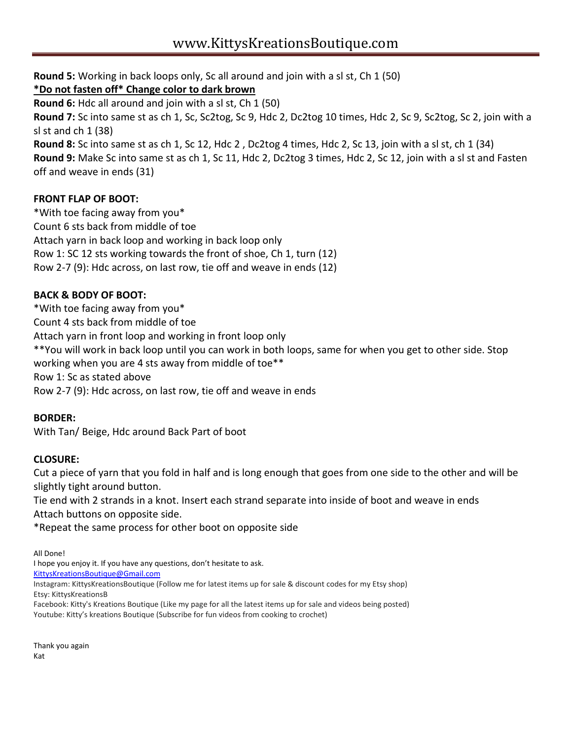**Round 5:** Working in back loops only, Sc all around and join with a sl st, Ch 1 (50)

**<u>*Do not fasten off* Change color to dark brown</u>**

**Round 6:** Hdc all around and join with a sl st, Ch 1 (50)

**Round 7:** Sc into same st as ch 1, Sc, Sc2tog, Sc 9, Hdc 2, Dc2tog 10 times, Hdc 2, Sc 9, Sc2tog, Sc 2, join with a sl st and ch 1 (38)

**Round 8:** Sc into same st as ch 1, Sc 12, Hdc 2 , Dc2tog 4 times, Hdc 2, Sc 13, join with a sl st, ch 1 (34)

**Round 9:** Make Sc into same st as ch 1, Sc 11, Hdc 2, Dc2tog 3 times, Hdc 2, Sc 12, join with a sl st and Fasten off and weave in ends (31)

**FRONT FLAP OF BOOT:**

*With toe facing away from you*

Count 6 sts back from middle of toe

Attach yarn in back loop and working in back loop only

Row 1: SC 12 sts working towards the front of shoe, Ch 1, turn (12)

Row 2-7 (9): Hdc across, on last row, tie off and weave in ends (12)

**BACK & BODY OF BOOT:**

*With toe facing away from you*

Count 4 sts back from middle of toe

Attach yarn in front loop and working in front loop only

**You will work in back loop until you can work in both loops, same for when you get to other side. Stop working when you are 4 sts away from middle of toe**

Row 1: Sc as stated above

Row 2-7 (9): Hdc across, on last row, tie off and weave in ends

**BORDER:**

With Tan/ Beige, Hdc around Back Part of boot

**CLOSURE:**

Cut a piece of yarn that you fold in half and is long enough that goes from one side to the other and will be slightly tight around button.

Tie end with 2 strands in a knot. Insert each strand separate into inside of boot and weave in ends

Attach buttons on opposite side.

*Repeat the same process for other boot on opposite side

All Done!

I hope you enjoy it. If you have any questions, don't hesitate to ask.

KittysKreationsBoutique@Gmail.com

Instagram: KittysKreationsBoutique (Follow me for latest items up for sale & discount codes for my Etsy shop)

Etsy: KittysKreationsB

Facebook: Kitty's Kreations Boutique (Like my page for all the latest items up for sale and videos being posted)

Youtube: Kitty's kreations Boutique (Subscribe for fun videos from cooking to crochet)

Thank you again

Kat